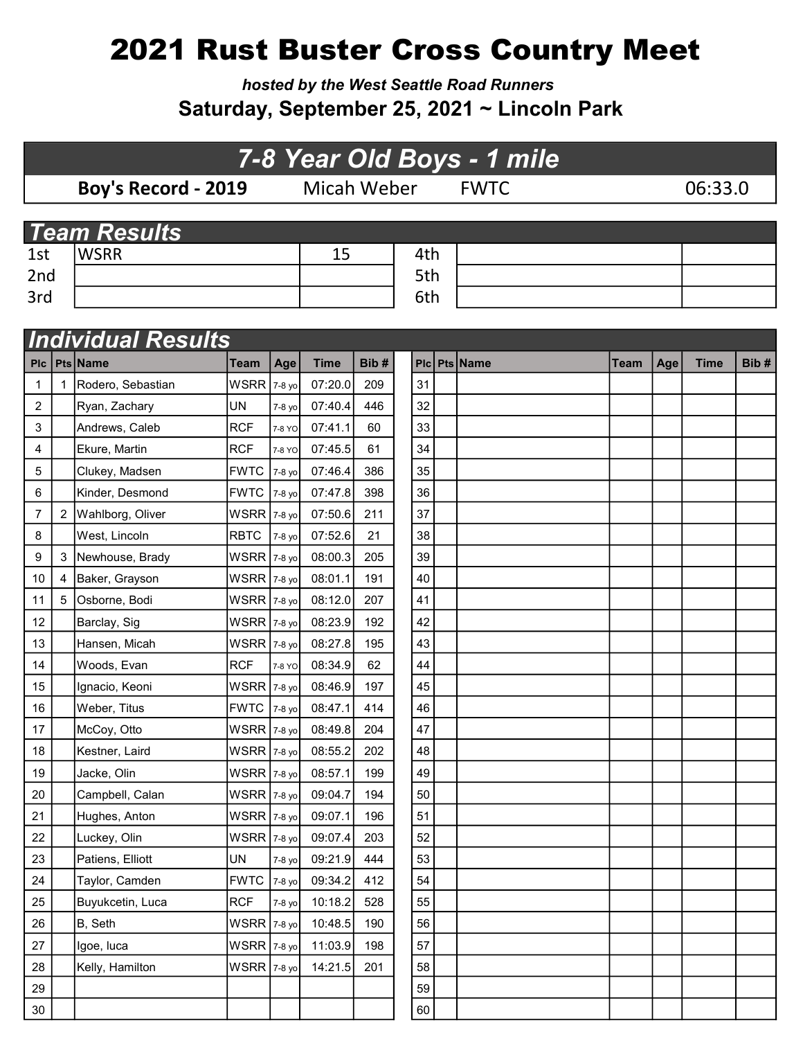# 2021 Rust Buster Cross Country Meet

***hosted by the West Seattle Road Runners***

**Saturday, September 25, 2021 ~ Lincoln Park**

## *7-8 Year Old Boys - 1 mile*

| **Boy's Record - 2019** | Micah Weber | FWTC | 06:33.0 |
|---|---|---|---|

## *Team Results*

| | | | | | |
|---|---|---|---|---|---|
| 1st | WSRR | 15 | 4th | | |
| 2nd | | | 5th | | |
| 3rd | | | 6th | | |

## *Individual Results*

| Plc | Pts | Name | Team | Age | Time | Bib # |
|---|---|---|---|---|---|---|
| 1 | 1 | Rodero, Sebastian | WSRR | 7-8 yo | 07:20.0 | 209 |
| 2 | | Ryan, Zachary | UN | 7-8 yo | 07:40.4 | 446 |
| 3 | | Andrews, Caleb | RCF | 7-8 YO | 07:41.1 | 60 |
| 4 | | Ekure, Martin | RCF | 7-8 YO | 07:45.5 | 61 |
| 5 | | Clukey, Madsen | FWTC | 7-8 yo | 07:46.4 | 386 |
| 6 | | Kinder, Desmond | FWTC | 7-8 yo | 07:47.8 | 398 |
| 7 | 2 | Wahlborg, Oliver | WSRR | 7-8 yo | 07:50.6 | 211 |
| 8 | | West, Lincoln | RBTC | 7-8 yo | 07:52.6 | 21 |
| 9 | 3 | Newhouse, Brady | WSRR | 7-8 yo | 08:00.3 | 205 |
| 10 | 4 | Baker, Grayson | WSRR | 7-8 yo | 08:01.1 | 191 |
| 11 | 5 | Osborne, Bodi | WSRR | 7-8 yo | 08:12.0 | 207 |
| 12 | | Barclay, Sig | WSRR | 7-8 yo | 08:23.9 | 192 |
| 13 | | Hansen, Micah | WSRR | 7-8 yo | 08:27.8 | 195 |
| 14 | | Woods, Evan | RCF | 7-8 YO | 08:34.9 | 62 |
| 15 | | Ignacio, Keoni | WSRR | 7-8 yo | 08:46.9 | 197 |
| 16 | | Weber, Titus | FWTC | 7-8 yo | 08:47.1 | 414 |
| 17 | | McCoy, Otto | WSRR | 7-8 yo | 08:49.8 | 204 |
| 18 | | Kestner, Laird | WSRR | 7-8 yo | 08:55.2 | 202 |
| 19 | | Jacke, Olin | WSRR | 7-8 yo | 08:57.1 | 199 |
| 20 | | Campbell, Calan | WSRR | 7-8 yo | 09:04.7 | 194 |
| 21 | | Hughes, Anton | WSRR | 7-8 yo | 09:07.1 | 196 |
| 22 | | Luckey, Olin | WSRR | 7-8 yo | 09:07.4 | 203 |
| 23 | | Patiens, Elliott | UN | 7-8 yo | 09:21.9 | 444 |
| 24 | | Taylor, Camden | FWTC | 7-8 yo | 09:34.2 | 412 |
| 25 | | Buyukcetin, Luca | RCF | 7-8 yo | 10:18.2 | 528 |
| 26 | | B, Seth | WSRR | 7-8 yo | 10:48.5 | 190 |
| 27 | | Igoe, luca | WSRR | 7-8 yo | 11:03.9 | 198 |
| 28 | | Kelly, Hamilton | WSRR | 7-8 yo | 14:21.5 | 201 |
| 29 | | | | | | |
| 30 | | | | | | |
| 31 | | | | | | |
| 32 | | | | | | |
| 33 | | | | | | |
| 34 | | | | | | |
| 35 | | | | | | |
| 36 | | | | | | |
| 37 | | | | | | |
| 38 | | | | | | |
| 39 | | | | | | |
| 40 | | | | | | |
| 41 | | | | | | |
| 42 | | | | | | |
| 43 | | | | | | |
| 44 | | | | | | |
| 45 | | | | | | |
| 46 | | | | | | |
| 47 | | | | | | |
| 48 | | | | | | |
| 49 | | | | | | |
| 50 | | | | | | |
| 51 | | | | | | |
| 52 | | | | | | |
| 53 | | | | | | |
| 54 | | | | | | |
| 55 | | | | | | |
| 56 | | | | | | |
| 57 | | | | | | |
| 58 | | | | | | |
| 59 | | | | | | |
| 60 | | | | | | |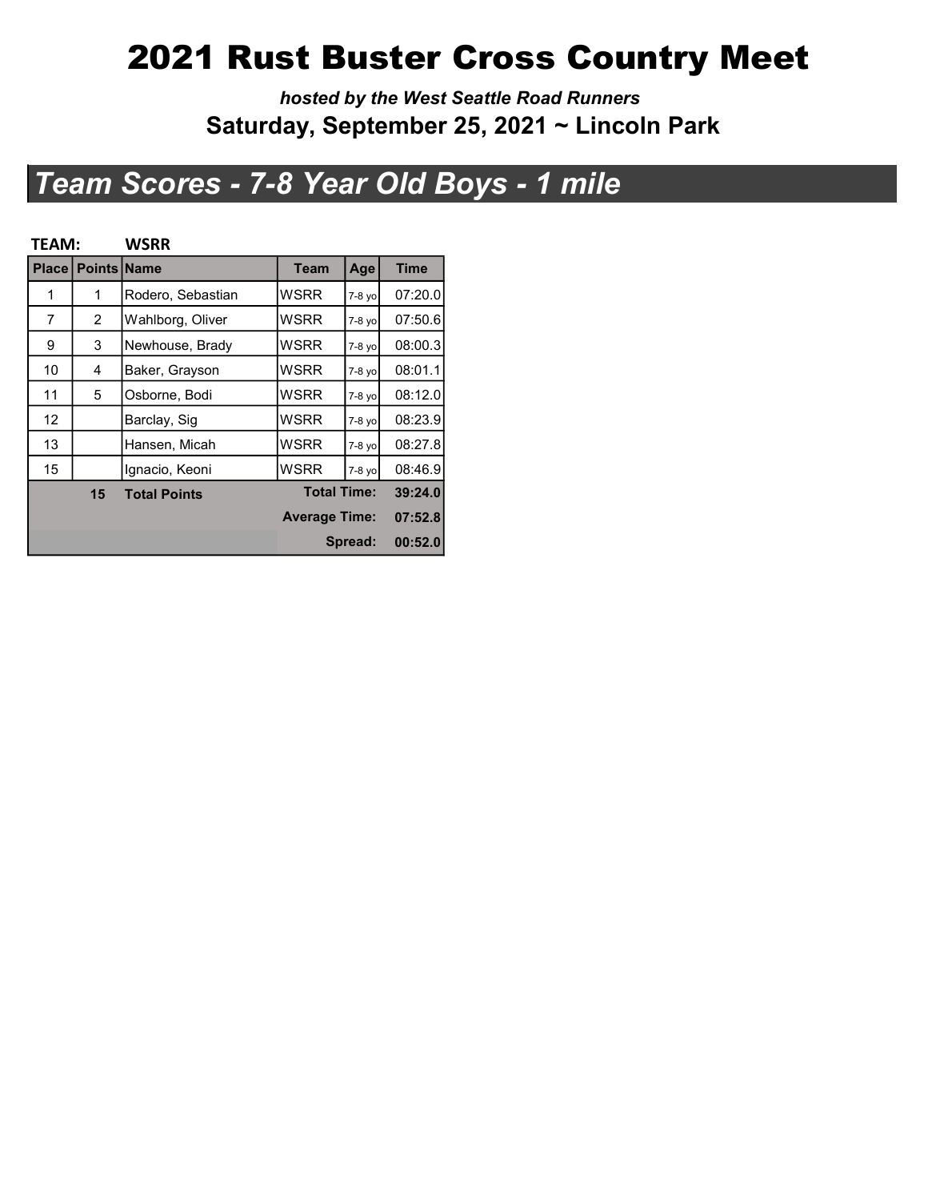# 2021 Rust Buster Cross Country Meet

***hosted by the West Seattle Road Runners***

**Saturday, September 25, 2021 ~ Lincoln Park**

## *Team Scores - 7-8 Year Old Boys - 1 mile*

**TEAM:** **WSRR**

| Place | Points | Name | Team | Age | Time |
|---|---|---|---|---|---|
| 1 | 1 | Rodero, Sebastian | WSRR | 7-8 yo | 07:20.0 |
| 7 | 2 | Wahlborg, Oliver | WSRR | 7-8 yo | 07:50.6 |
| 9 | 3 | Newhouse, Brady | WSRR | 7-8 yo | 08:00.3 |
| 10 | 4 | Baker, Grayson | WSRR | 7-8 yo | 08:01.1 |
| 11 | 5 | Osborne, Bodi | WSRR | 7-8 yo | 08:12.0 |
| 12 | | Barclay, Sig | WSRR | 7-8 yo | 08:23.9 |
| 13 | | Hansen, Micah | WSRR | 7-8 yo | 08:27.8 |
| 15 | | Ignacio, Keoni | WSRR | 7-8 yo | 08:46.9 |
| | **15** | **Total Points** | **Total Time:** | | **39:24.0** |
| | | | **Average Time:** | | **07:52.8** |
| | | | **Spread:** | | **00:52.0** |